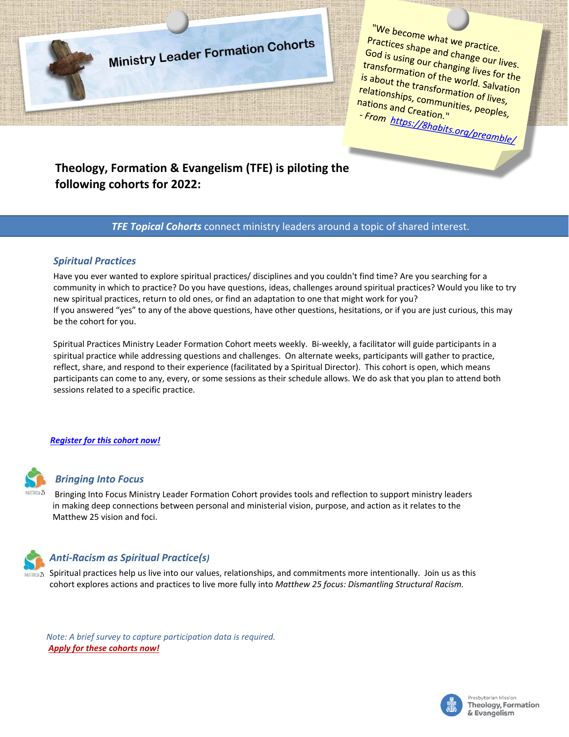# Ministry Leader Formation Cohorts

"We become what we practice. Practices shape and change our lives. God is using our changing lives for the transformation of the world. Salvation is about the transformation of lives, relationships, communities, peoples, nations and Creation."
- From https://8habits.org/preamble/

**Theology, Formation & Evangelism (TFE) is piloting the following cohorts for 2022:**

***TFE Topical Cohorts*** connect ministry leaders around a topic of shared interest.

### *Spiritual Practices*

Have you ever wanted to explore spiritual practices/ disciplines and you couldn't find time? Are you searching for a community in which to practice? Do you have questions, ideas, challenges around spiritual practices? Would you like to try new spiritual practices, return to old ones, or find an adaptation to one that might work for you?
If you answered "yes" to any of the above questions, have other questions, hesitations, or if you are just curious, this may be the cohort for you.

Spiritual Practices Ministry Leader Formation Cohort meets weekly. Bi-weekly, a facilitator will guide participants in a spiritual practice while addressing questions and challenges. On alternate weeks, participants will gather to practice, reflect, share, and respond to their experience (facilitated by a Spiritual Director). This cohort is open, which means participants can come to any, every, or some sessions as their schedule allows. We do ask that you plan to attend both sessions related to a specific practice.

***Register for this cohort now!***

### *Bringing Into Focus*

Bringing Into Focus Ministry Leader Formation Cohort provides tools and reflection to support ministry leaders in making deep connections between personal and ministerial vision, purpose, and action as it relates to the Matthew 25 vision and foci.

### *Anti-Racism as Spiritual Practice(s)*

Spiritual practices help us live into our values, relationships, and commitments more intentionally. Join us as this cohort explores actions and practices to live more fully into *Matthew 25 focus: Dismantling Structural Racism.*

*Note: A brief survey to capture participation data is required.*
***Apply for these cohorts now!***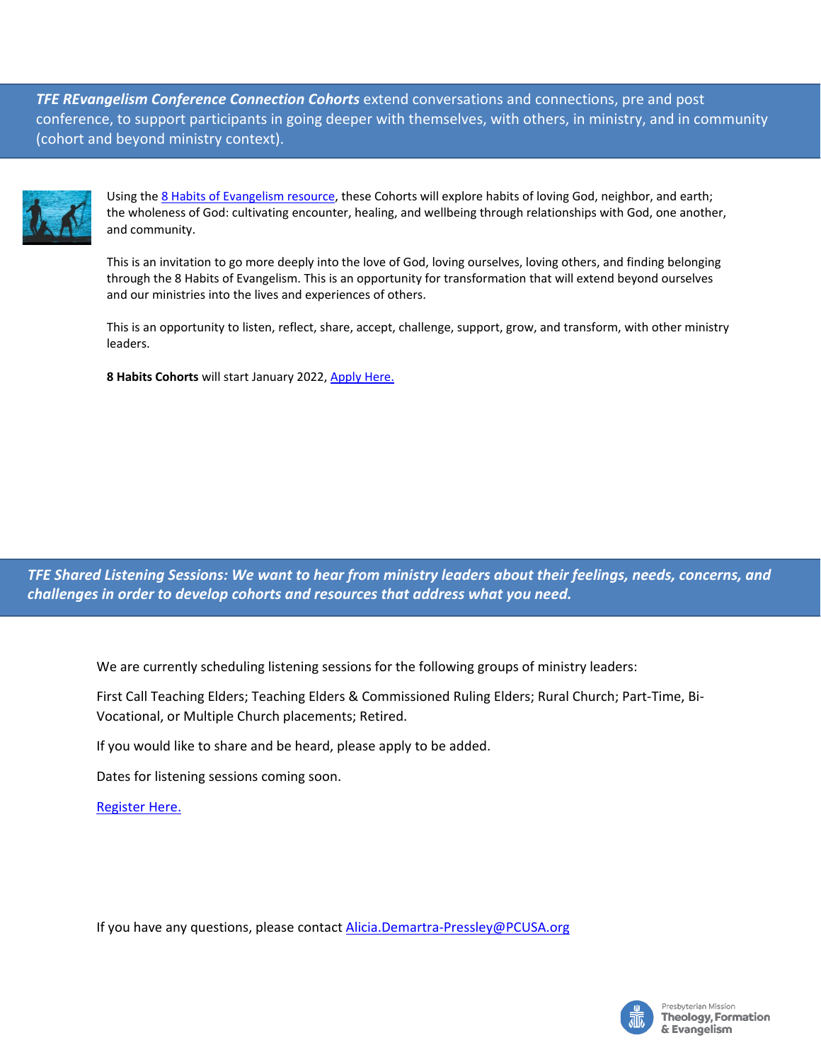***TFE REvangelism Conference Connection Cohorts*** extend conversations and connections, pre and post conference, to support participants in going deeper with themselves, with others, in ministry, and in community (cohort and beyond ministry context).

Using the 8 Habits of Evangelism resource, these Cohorts will explore habits of loving God, neighbor, and earth; the wholeness of God: cultivating encounter, healing, and wellbeing through relationships with God, one another, and community.

This is an invitation to go more deeply into the love of God, loving ourselves, loving others, and finding belonging through the 8 Habits of Evangelism. This is an opportunity for transformation that will extend beyond ourselves and our ministries into the lives and experiences of others.

This is an opportunity to listen, reflect, share, accept, challenge, support, grow, and transform, with other ministry leaders.

**8 Habits Cohorts** will start January 2022, Apply Here.

***TFE Shared Listening Sessions: We want to hear from ministry leaders about their feelings, needs, concerns, and challenges in order to develop cohorts and resources that address what you need.***

We are currently scheduling listening sessions for the following groups of ministry leaders:

First Call Teaching Elders; Teaching Elders & Commissioned Ruling Elders; Rural Church; Part-Time, Bi-Vocational, or Multiple Church placements; Retired.

If you would like to share and be heard, please apply to be added.

Dates for listening sessions coming soon.

Register Here.

If you have any questions, please contact Alicia.Demartra-Pressley@PCUSA.org

Presbyterian Mission
Theology, Formation & Evangelism